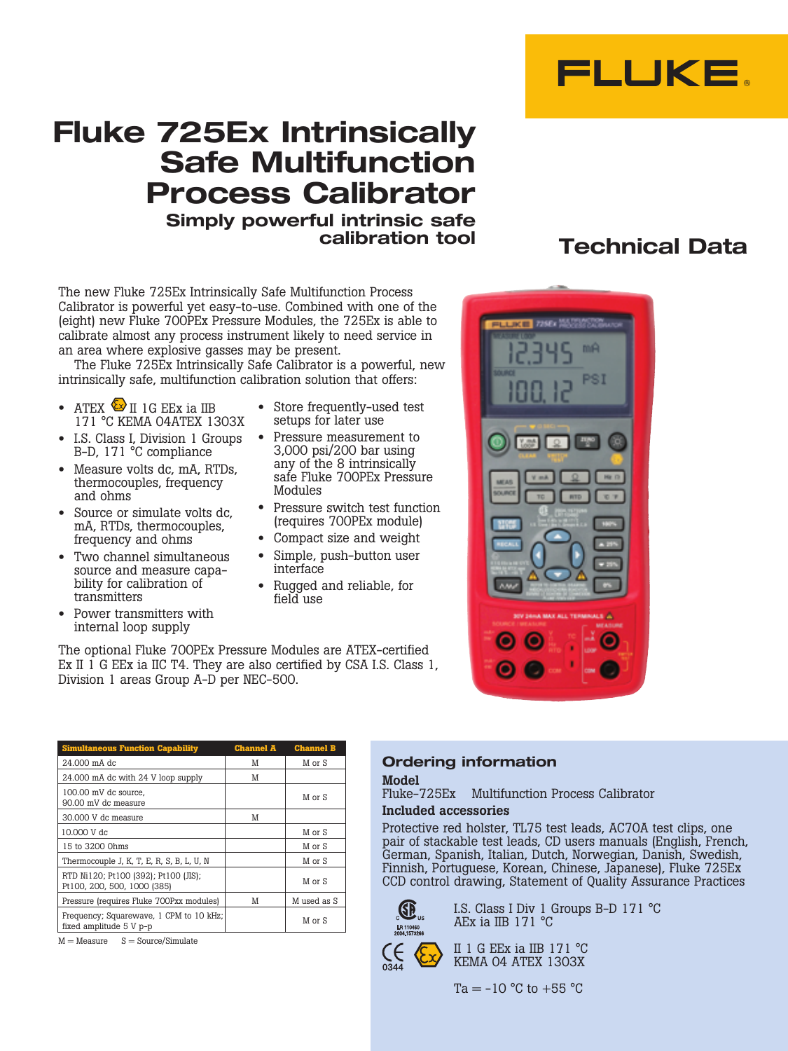# Fluke 725Ex Intrinsically Safe Multifunction Process Calibrator

## Simply powerful intrinsic safe calibration tool

## Technical Data

The new Fluke 725Ex Intrinsically Safe Multifunction Process Calibrator is powerful yet easy-to-use. Combined with one of the (eight) new Fluke 700PEx Pressure Modules, the 725Ex is able to calibrate almost any process instrument likely to need service in an area where explosive gasses may be present.

The Fluke 725Ex Intrinsically Safe Calibrator is a powerful, new intrinsically safe, multifunction calibration solution that offers:

- ATEX Ex II 1G EEx ia IIB 171 °C KEMA 04ATEX 1303X
- I.S. Class I, Division 1 Groups B-D, 171 °C compliance
- Measure volts dc, mA, RTDs, thermocouples, frequency and ohms
- Source or simulate volts dc, mA, RTDs, thermocouples, frequency and ohms
- Two channel simultaneous source and measure capability for calibration of transmitters
- Power transmitters with internal loop supply
- Store frequently-used test setups for later use
- Pressure measurement to 3,000 psi/200 bar using any of the 8 intrinsically safe Fluke 700PEx Pressure Modules
- Pressure switch test function (requires 700PEx module)
- Compact size and weight
- Simple, push-button user interface
- Rugged and reliable, for field use

The optional Fluke 700PEx Pressure Modules are ATEX-certified Ex II 1 G EEx ia IIC T4. They are also certified by CSA I.S. Class 1, Division 1 areas Group A-D per NEC-500.

| Simultaneous Function Capability | Channel A | Channel B |
|---|---|---|
| 24.000 mA dc | M | M or S |
| 24.000 mA dc with 24 V loop supply | M | |
| 100.00 mV dc source, 90.00 mV dc measure | | M or S |
| 30.000 V dc measure | M | |
| 10.000 V dc | | M or S |
| 15 to 3200 Ohms | | M or S |
| Thermocouple J, K, T, E, R, S, B, L, U, N | | M or S |
| RTD Ni120; Pt100 (392); Pt100 (JIS); Pt100, 200, 500, 1000 (385) | | M or S |
| Pressure (requires Fluke 700Pxx modules) | M | M used as S |
| Frequency; Squarewave, 1 CPM to 10 kHz; fixed amplitude 5 V p-p | | M or S |

M = Measure S = Source/Simulate

## Ordering information

**Model**

Fluke-725Ex Multifunction Process Calibrator

**Included accessories**

Protective red holster, TL75 test leads, AC70A test clips, one pair of stackable test leads, CD users manuals (English, French, German, Spanish, Italian, Dutch, Norwegian, Danish, Swedish, Finnish, Portuguese, Korean, Chinese, Japanese), Fluke 725Ex CCD control drawing, Statement of Quality Assurance Practices

LR 110460 2004,1573266

I.S. Class I Div 1 Groups B-D 171 °C
AEx ia IIB 171 °C

0344

II 1 G EEx ia IIB 171 °C
KEMA 04 ATEX 1303X

Ta = -10 °C to +55 °C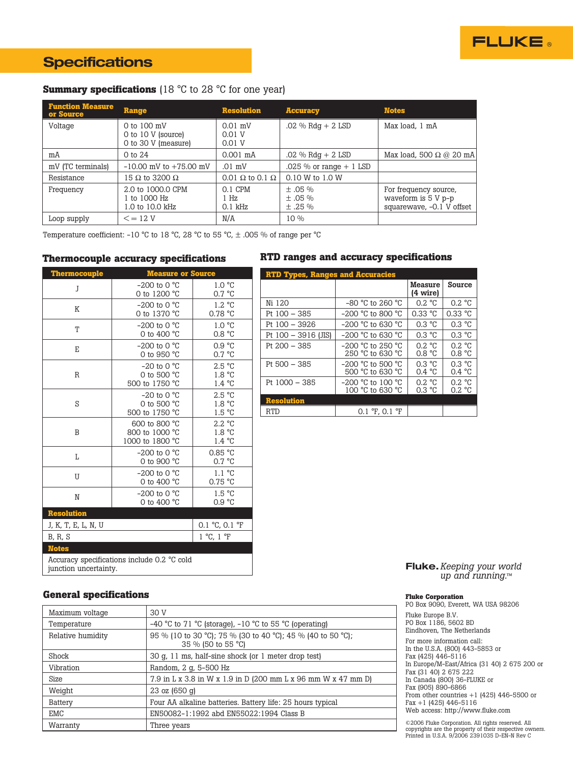# Specifications

## Summary specifications (18 °C to 28 °C for one year)

| Function Measure or Source | Range | Resolution | Accuracy | Notes |
|---|---|---|---|---|
| Voltage | 0 to 100 mV<br>0 to 10 V (source)<br>0 to 30 V (measure) | 0.01 mV<br>0.01 V<br>0.01 V | .02 % Rdg + 2 LSD | Max load, 1 mA |
| mA | 0 to 24 | 0.001 mA | .02 % Rdg + 2 LSD | Max load, 500 Ω @ 20 mA |
| mV (TC terminals) | -10.00 mV to +75.00 mV | .01 mV | .025 % or range + 1 LSD | |
| Resistance | 15 Ω to 3200 Ω | 0.01 Ω to 0.1 Ω | 0.10 W to 1.0 W | |
| Frequency | 2.0 to 1000.0 CPM<br>1 to 1000 Hz<br>1.0 to 10.0 kHz | 0.1 CPM<br>1 Hz<br>0.1 kHz | ± .05 %<br>± .05 %<br>± .25 % | For frequency source, waveform is 5 V p-p squarewave, -0.1 V offset |
| Loop supply | <= 12 V | N/A | 10 % | |

Temperature coefficient: -10 °C to 18 °C, 28 °C to 55 °C, ± .005 % of range per °C

### Thermocouple accuracy specifications

| Thermocouple | Measure or Source | |
|---|---|---|
| J | -200 to 0 °C<br>0 to 1200 °C | 1.0 °C<br>0.7 °C |
| K | -200 to 0 °C<br>0 to 1370 °C | 1.2 °C<br>0.78 °C |
| T | -200 to 0 °C<br>0 to 400 °C | 1.0 °C<br>0.8 °C |
| E | -200 to 0 °C<br>0 to 950 °C | 0.9 °C<br>0.7 °C |
| R | -20 to 0 °C<br>0 to 500 °C<br>500 to 1750 °C | 2.5 °C<br>1.8 °C<br>1.4 °C |
| S | -20 to 0 °C<br>0 to 500 °C<br>500 to 1750 °C | 2.5 °C<br>1.8 °C<br>1.5 °C |
| B | 600 to 800 °C<br>800 to 1000 °C<br>1000 to 1800 °C | 2.2 °C<br>1.8 °C<br>1.4 °C |
| L | -200 to 0 °C<br>0 to 900 °C | 0.85 °C<br>0.7 °C |
| U | -200 to 0 °C<br>0 to 400 °C | 1.1 °C<br>0.75 °C |
| N | -200 to 0 °C<br>0 to 400 °C | 1.5 °C<br>0.9 °C |
| **Resolution** | | |
| J, K, T, E, L, N, U | | 0.1 °C, 0.1 °F |
| B, R, S | | 1 °C, 1 °F |
| **Notes** | | |
| Accuracy specifications include 0.2 °C cold junction uncertainty. | | |

### RTD ranges and accuracy specifications

| RTD Types, Ranges and Accuracies | | Measure (4 wire) | Source |
|---|---|---|---|
| Ni 120 | -80 °C to 260 °C | 0.2 °C | 0.2 °C |
| Pt 100 – 385 | -200 °C to 800 °C | 0.33 °C | 0.33 °C |
| Pt 100 – 3926 | -200 °C to 630 °C | 0.3 °C | 0.3 °C |
| Pt 100 – 3916 (JIS) | -200 °C to 630 °C | 0.3 °C | 0.3 °C |
| Pt 200 – 385 | -200 °C to 250 °C<br>250 °C to 630 °C | 0.2 °C<br>0.8 °C | 0.2 °C<br>0.8 °C |
| Pt 500 – 385 | -200 °C to 500 °C<br>500 °C to 630 °C | 0.3 °C<br>0.4 °C | 0.3 °C<br>0.4 °C |
| Pt 1000 – 385 | -200 °C to 100 °C<br>100 °C to 630 °C | 0.2 °C<br>0.3 °C | 0.2 °C<br>0.2 °C |
| **Resolution** | | | |
| RTD | 0.1 °F, 0.1 °F | | |

### General specifications

| | |
|---|---|
| Maximum voltage | 30 V |
| Temperature | -40 °C to 71 °C (storage), -10 °C to 55 °C (operating) |
| Relative humidity | 95 % (10 to 30 °C); 75 % (30 to 40 °C); 45 % (40 to 50 °C); 35 % (50 to 55 °C) |
| Shock | 30 g, 11 ms, half-sine shock (or 1 meter drop test) |
| Vibration | Random, 2 g, 5-500 Hz |
| Size | 7.9 in L x 3.8 in W x 1.9 in D (200 mm L x 96 mm W x 47 mm D) |
| Weight | 23 oz (650 g) |
| Battery | Four AA alkaline batteries. Battery life: 25 hours typical |
| EMC | EN50082-1:1992 abd EN55022:1994 Class B |
| Warranty | Three years |

**Fluke.** *Keeping your world up and running.*™

**Fluke Corporation**
PO Box 9090, Everett, WA USA 98206

Fluke Europe B.V.
PO Box 1186, 5602 BD
Eindhoven, The Netherlands

For more information call:
In the U.S.A. (800) 443-5853 or
Fax (425) 446-5116
In Europe/M-East/Africa (31 40) 2 675 200 or
Fax (31 40) 2 675 222
In Canada (800) 36-FLUKE or
Fax (905) 890-6866
From other countries +1 (425) 446-5500 or
Fax +1 (425) 446-5116
Web access: http://www.fluke.com

©2006 Fluke Corporation. All rights reserved. All copyrights are the property of their respective owners.
Printed in U.S.A. 9/2006 2391035 D-EN-N Rev C